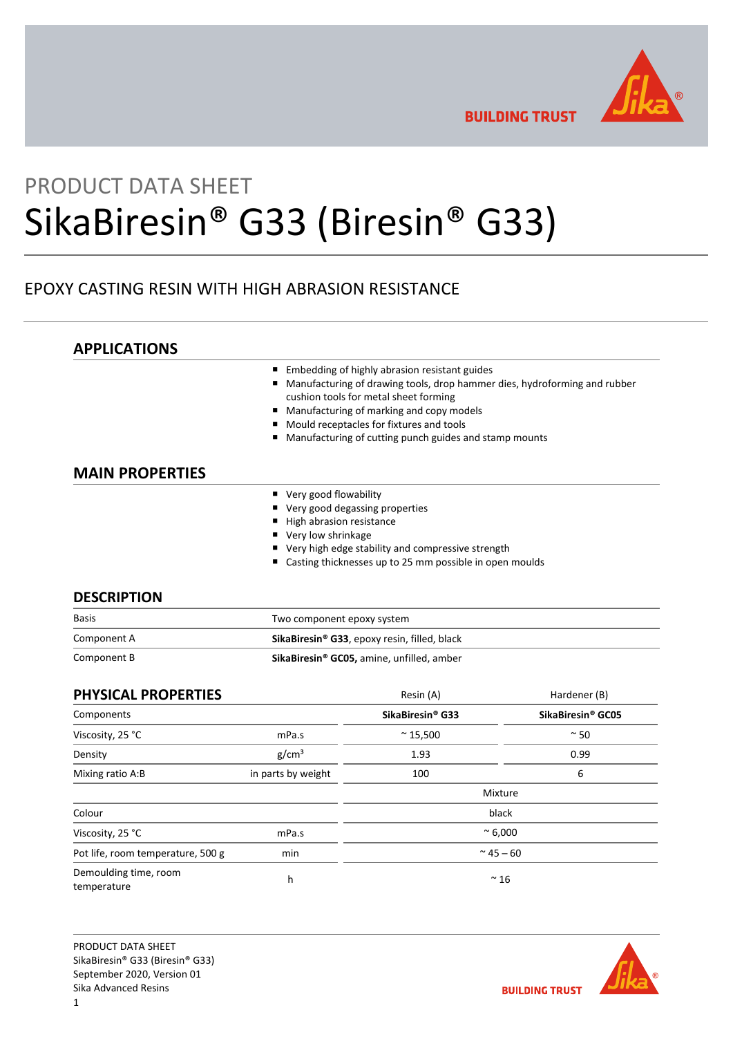PRODUCT DATA SHEET

# SikaBiresin® G33 (Biresin® G33)

EPOXY CASTING RESIN WITH HIGH ABRASION RESISTANCE

## APPLICATIONS

- Embedding of highly abrasion resistant guides
- Manufacturing of drawing tools, drop hammer dies, hydroforming and rubber cushion tools for metal sheet forming
- Manufacturing of marking and copy models
- Mould receptacles for fixtures and tools
- Manufacturing of cutting punch guides and stamp mounts

## MAIN PROPERTIES

- Very good flowability
- Very good degassing properties
- High abrasion resistance
- Very low shrinkage
- Very high edge stability and compressive strength
- Casting thicknesses up to 25 mm possible in open moulds

## DESCRIPTION

| | |
|---|---|
| Basis | Two component epoxy system |
| Component A | **SikaBiresin® G33**, epoxy resin, filled, black |
| Component B | **SikaBiresin® GC05,** amine, unfilled, amber |

## PHYSICAL PROPERTIES

| | | Resin (A) | Hardener (B) |
|---|---|---|---|
| Components | | **SikaBiresin® G33** | **SikaBiresin® GC05** |
| Viscosity, 25 °C | mPa.s | ~ 15,500 | ~ 50 |
| Density | g/cm³ | 1.93 | 0.99 |
| Mixing ratio A:B | in parts by weight | 100 | 6 |
| | | Mixture | |
| Colour | | black | |
| Viscosity, 25 °C | mPa.s | ~ 6,000 | |
| Pot life, room temperature, 500 g | min | ~ 45 – 60 | |
| Demoulding time, room temperature | h | ~ 16 | |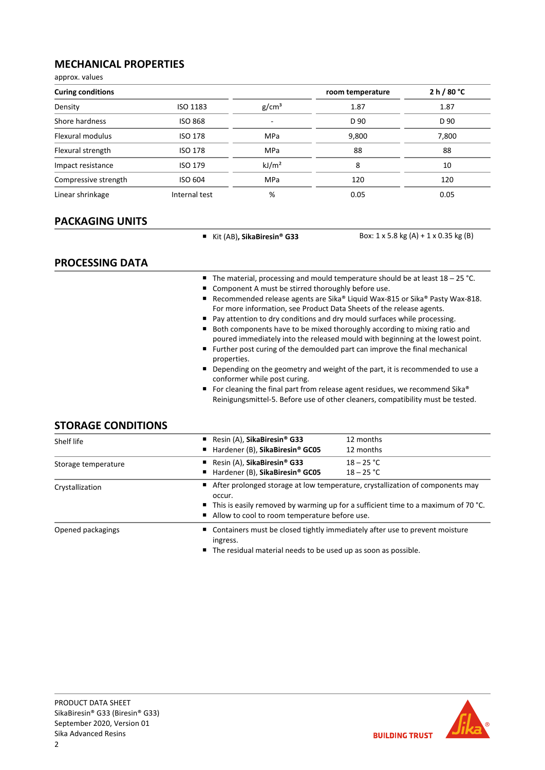## MECHANICAL PROPERTIES

approx. values

| Curing conditions | | | room temperature | 2 h / 80 °C |
|---|---|---|---|---|
| Density | ISO 1183 | g/cm³ | 1.87 | 1.87 |
| Shore hardness | ISO 868 | - | D 90 | D 90 |
| Flexural modulus | ISO 178 | MPa | 9,800 | 7,800 |
| Flexural strength | ISO 178 | MPa | 88 | 88 |
| Impact resistance | ISO 179 | kJ/m² | 8 | 10 |
| Compressive strength | ISO 604 | MPa | 120 | 120 |
| Linear shrinkage | Internal test | % | 0.05 | 0.05 |

## PACKAGING UNITS

| | |
|---|---|
| ■ Kit (AB), **SikaBiresin® G33** | Box: 1 x 5.8 kg (A) + 1 x 0.35 kg (B) |

## PROCESSING DATA

- The material, processing and mould temperature should be at least 18 – 25 °C.
- Component A must be stirred thoroughly before use.
- Recommended release agents are Sika® Liquid Wax-815 or Sika® Pasty Wax-818. For more information, see Product Data Sheets of the release agents.
- Pay attention to dry conditions and dry mould surfaces while processing.
- Both components have to be mixed thoroughly according to mixing ratio and poured immediately into the released mould with beginning at the lowest point.
- Further post curing of the demoulded part can improve the final mechanical properties.
- Depending on the geometry and weight of the part, it is recommended to use a conformer while post curing.
- For cleaning the final part from release agent residues, we recommend Sika® Reinigungsmittel-5. Before use of other cleaners, compatibility must be tested.

## STORAGE CONDITIONS

| | | |
|---|---|---|
| Shelf life | ■ Resin (A), **SikaBiresin® G33**<br>■ Hardener (B), **SikaBiresin® GC05** | 12 months<br>12 months |
| Storage temperature | ■ Resin (A), **SikaBiresin® G33**<br>■ Hardener (B), **SikaBiresin® GC05** | 18 – 25 °C<br>18 – 25 °C |
| Crystallization | ■ After prolonged storage at low temperature, crystallization of components may occur.<br>■ This is easily removed by warming up for a sufficient time to a maximum of 70 °C.<br>■ Allow to cool to room temperature before use. | |
| Opened packagings | ■ Containers must be closed tightly immediately after use to prevent moisture ingress.<br>■ The residual material needs to be used up as soon as possible. | |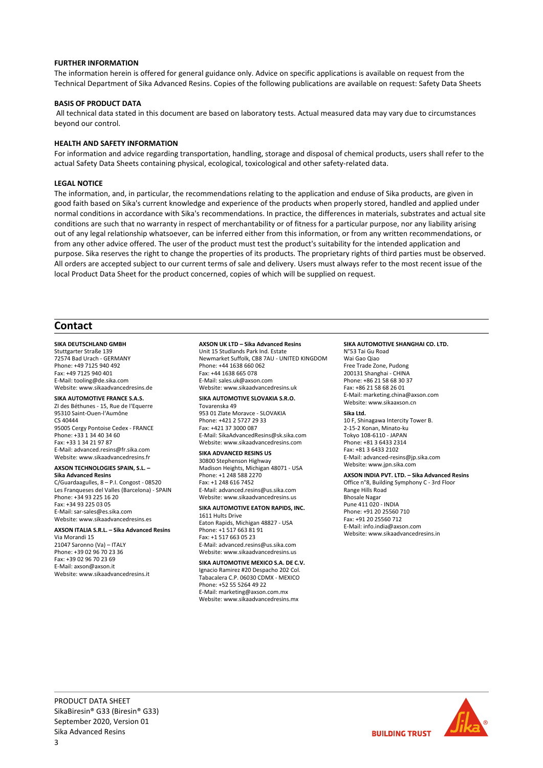### FURTHER INFORMATION

The information herein is offered for general guidance only. Advice on specific applications is available on request from the Technical Department of Sika Advanced Resins. Copies of the following publications are available on request: Safety Data Sheets

### BASIS OF PRODUCT DATA

All technical data stated in this document are based on laboratory tests. Actual measured data may vary due to circumstances beyond our control.

### HEALTH AND SAFETY INFORMATION

For information and advice regarding transportation, handling, storage and disposal of chemical products, users shall refer to the actual Safety Data Sheets containing physical, ecological, toxicological and other safety-related data.

### LEGAL NOTICE

The information, and, in particular, the recommendations relating to the application and enduse of Sika products, are given in good faith based on Sika's current knowledge and experience of the products when properly stored, handled and applied under normal conditions in accordance with Sika's recommendations. In practice, the differences in materials, substrates and actual site conditions are such that no warranty in respect of merchantability or of fitness for a particular purpose, nor any liability arising out of any legal relationship whatsoever, can be inferred either from this information, or from any written recommendations, or from any other advice offered. The user of the product must test the product's suitability for the intended application and purpose. Sika reserves the right to change the properties of its products. The proprietary rights of third parties must be observed. All orders are accepted subject to our current terms of sale and delivery. Users must always refer to the most recent issue of the local Product Data Sheet for the product concerned, copies of which will be supplied on request.

## Contact

**SIKA DEUTSCHLAND GMBH**
Stuttgarter Straße 139
72574 Bad Urach - GERMANY
Phone: +49 7125 940 492
Fax: +49 7125 940 401
E-Mail: tooling@de.sika.com
Website: www.sikaadvancedresins.de

**SIKA AUTOMOTIVE FRANCE S.A.S.**
ZI des Béthunes - 15, Rue de l'Equerre
95310 Saint-Ouen-l'Aumône
CS 40444
95005 Cergy Pontoise Cedex - FRANCE
Phone: +33 1 34 40 34 60
Fax: +33 1 34 21 97 87
E-Mail: advanced.resins@fr.sika.com
Website: www.sikaadvancedresins.fr

**AXSON TECHNOLOGIES SPAIN, S.L. – Sika Advanced Resins**
C/Guardaagulles, 8 – P.I. Congost - 08520
Les Franqueses del Valles (Barcelona) - SPAIN
Phone: +34 93 225 16 20
Fax: +34 93 225 03 05
E-Mail: sar-sales@es.sika.com
Website: www.sikaadvancedresins.es

**AXSON ITALIA S.R.L. – Sika Advanced Resins**
Via Morandi 15
21047 Saronno (Va) – ITALY
Phone: +39 02 96 70 23 36
Fax: +39 02 96 70 23 69
E-Mail: axson@axson.it
Website: www.sikaadvancedresins.it

**AXSON UK LTD – Sika Advanced Resins**
Unit 15 Studlands Park Ind. Estate
Newmarket Suffolk, CB8 7AU - UNITED KINGDOM
Phone: +44 1638 660 062
Fax: +44 1638 665 078
E-Mail: sales.uk@axson.com
Website: www.sikaadvancedresins.uk

**SIKA AUTOMOTIVE SLOVAKIA S.R.O.**
Tovarenska 49
953 01 Zlate Moravce - SLOVAKIA
Phone: +421 2 5727 29 33
Fax: +421 37 3000 087
E-Mail: SikaAdvancedResins@sk.sika.com
Website: www.sikaadvancedresins.com

**SIKA ADVANCED RESINS US**
30800 Stephenson Highway
Madison Heights, Michigan 48071 - USA
Phone: +1 248 588 2270
Fax: +1 248 616 7452
E-Mail: advanced.resins@us.sika.com
Website: www.sikaadvancedresins.us

**SIKA AUTOMOTIVE EATON RAPIDS, INC.**
1611 Hults Drive
Eaton Rapids, Michigan 48827 - USA
Phone: +1 517 663 81 91
Fax: +1 517 663 05 23
E-Mail: advanced.resins@us.sika.com
Website: www.sikaadvancedresins.us

**SIKA AUTOMOTIVE MEXICO S.A. DE C.V.**
Ignacio Ramirez #20 Despacho 202 Col.
Tabacalera C.P. 06030 CDMX - MEXICO
Phone: +52 55 5264 49 22
E-Mail: marketing@axson.com.mx
Website: www.sikaadvancedresins.mx

**SIKA AUTOMOTIVE SHANGHAI CO. LTD.**
N°53 Tai Gu Road
Wai Gao Qiao
Free Trade Zone, Pudong
200131 Shanghai - CHINA
Phone: +86 21 58 68 30 37
Fax: +86 21 58 68 26 01
E-Mail: marketing.china@axson.com
Website: www.sikaaxson.cn

**Sika Ltd.**
10 F, Shinagawa Intercity Tower B.
2-15-2 Konan, Minato-ku
Tokyo 108-6110 - JAPAN
Phone: +81 3 6433 2314
Fax: +81 3 6433 2102
E-Mail: advanced-resins@jp.sika.com
Website: www.jpn.sika.com

**AXSON INDIA PVT. LTD. – Sika Advanced Resins**
Office n°8, Building Symphony C - 3rd Floor
Range Hills Road
Bhosale Nagar
Pune 411 020 - INDIA
Phone: +91 20 25560 710
Fax: +91 20 25560 712
E-Mail: info.india@axson.com
Website: www.sikaadvancedresins.in